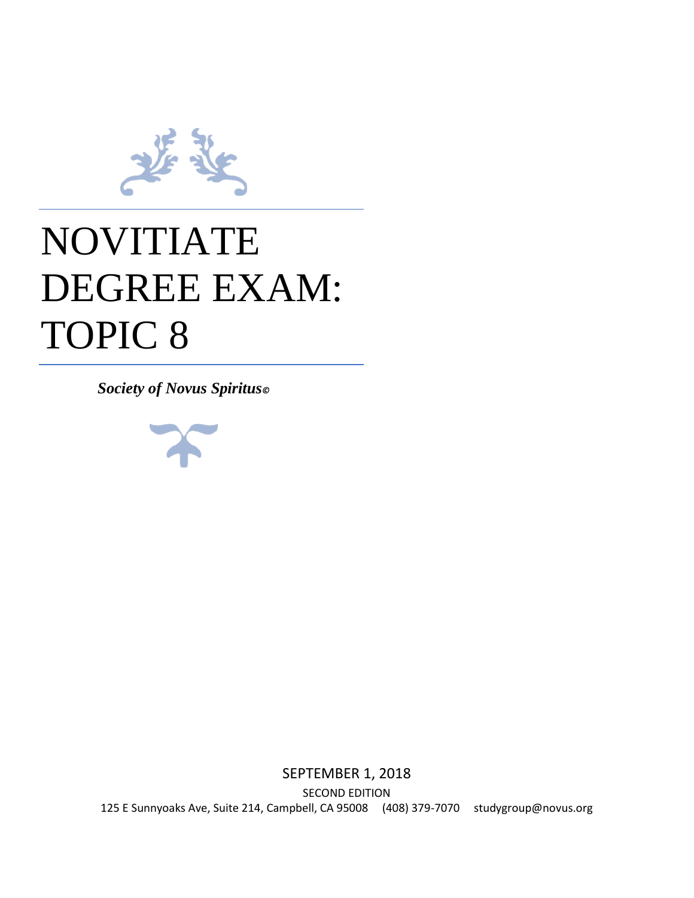# NOVITIATE DEGREE EXAM: TOPIC 8

***Society of Novus Spiritus©***

SEPTEMBER 1, 2018

SECOND EDITION

125 E Sunnyoaks Ave, Suite 214, Campbell, CA 95008 (408) 379-7070 studygroup@novus.org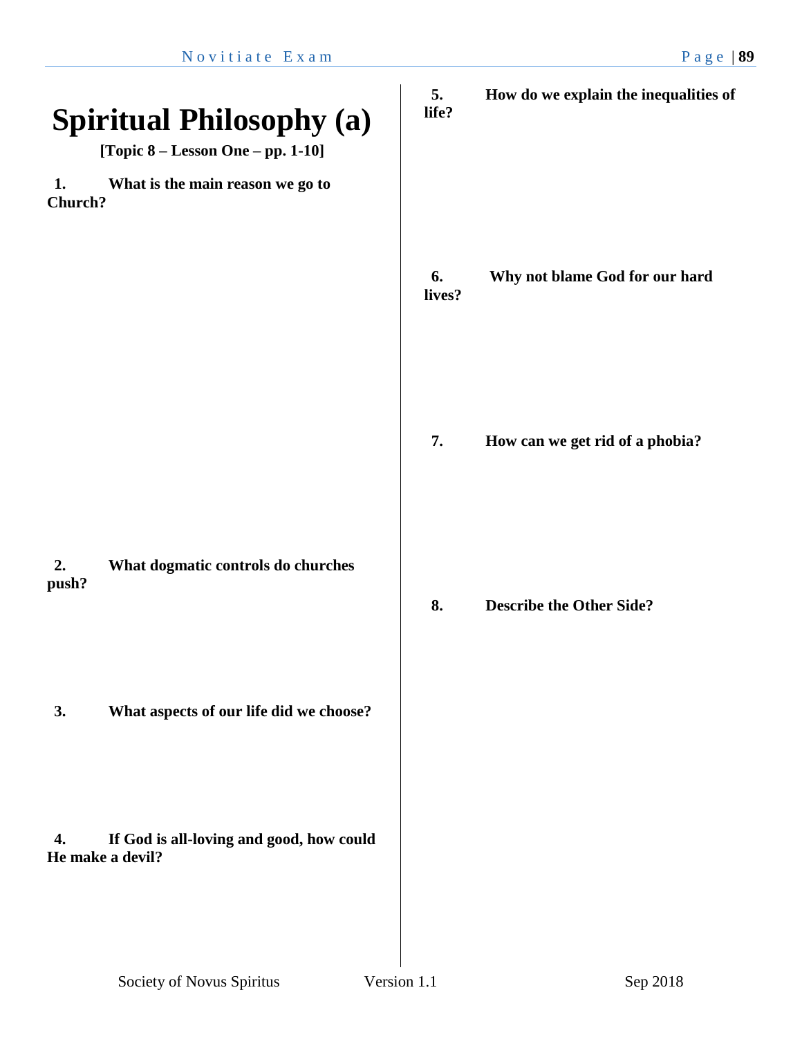# Spiritual Philosophy (a)

**[Topic 8 – Lesson One – pp. 1-10]**

**1. What is the main reason we go to Church?**

**2. What dogmatic controls do churches push?**

**3. What aspects of our life did we choose?**

**4. If God is all-loving and good, how could He make a devil?**

**5. How do we explain the inequalities of life?**

**6. Why not blame God for our hard lives?**

**7. How can we get rid of a phobia?**

**8. Describe the Other Side?**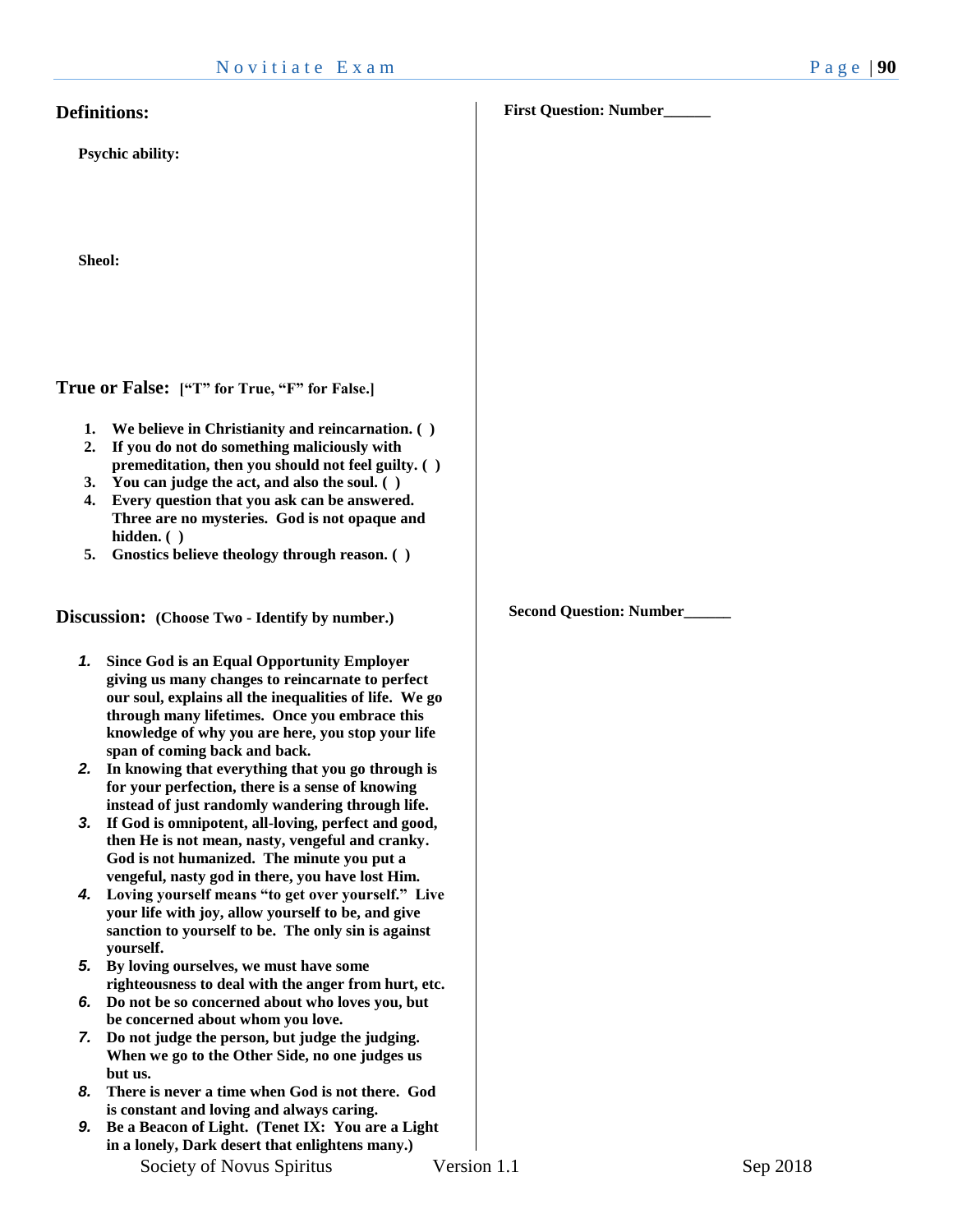## Definitions:

**Psychic ability:**

**Sheol:**

## True or False: **["T" for True, "F" for False.]**

1. **We believe in Christianity and reincarnation. ( )**
2. **If you do not do something maliciously with premeditation, then you should not feel guilty. ( )**
3. **You can judge the act, and also the soul. ( )**
4. **Every question that you ask can be answered. Three are no mysteries. God is not opaque and hidden. ( )**
5. **Gnostics believe theology through reason. ( )**

## Discussion: **(Choose Two - Identify by number.)**

1. **Since God is an Equal Opportunity Employer giving us many changes to reincarnate to perfect our soul, explains all the inequalities of life. We go through many lifetimes. Once you embrace this knowledge of why you are here, you stop your life span of coming back and back.**
2. **In knowing that everything that you go through is for your perfection, there is a sense of knowing instead of just randomly wandering through life.**
3. **If God is omnipotent, all-loving, perfect and good, then He is not mean, nasty, vengeful and cranky. God is not humanized. The minute you put a vengeful, nasty god in there, you have lost Him.**
4. **Loving yourself means "to get over yourself." Live your life with joy, allow yourself to be, and give sanction to yourself to be. The only sin is against yourself.**
5. **By loving ourselves, we must have some righteousness to deal with the anger from hurt, etc.**
6. **Do not be so concerned about who loves you, but be concerned about whom you love.**
7. **Do not judge the person, but judge the judging. When we go to the Other Side, no one judges us but us.**
8. **There is never a time when God is not there. God is constant and loving and always caring.**
9. **Be a Beacon of Light. (Tenet IX: You are a Light in a lonely, Dark desert that enlightens many.)**

**First Question: Number______**

**Second Question: Number______**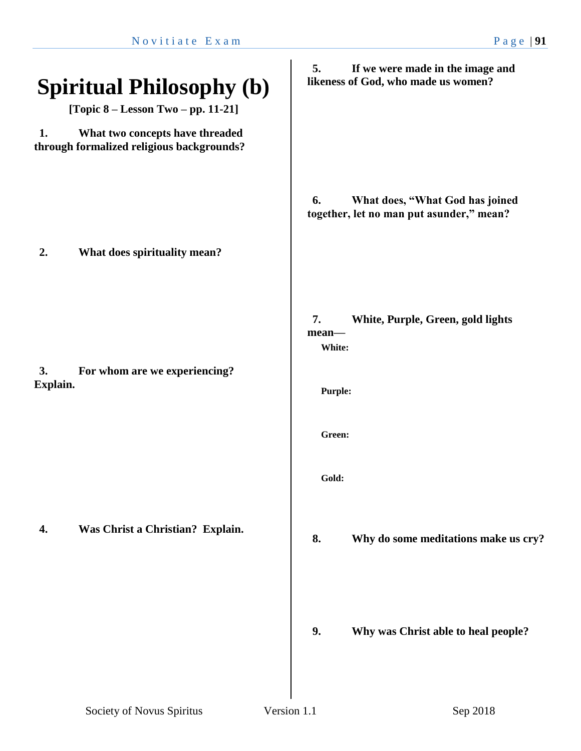# Spiritual Philosophy (b)

**[Topic 8 – Lesson Two – pp. 11-21]**

**1. What two concepts have threaded through formalized religious backgrounds?**

**2. What does spirituality mean?**

**3. For whom are we experiencing? Explain.**

**4. Was Christ a Christian? Explain.**

**5. If we were made in the image and likeness of God, who made us women?**

**6. What does, "What God has joined together, let no man put asunder," mean?**

**7. White, Purple, Green, gold lights mean—**

**White:**

**Purple:**

**Green:**

**Gold:**

**8. Why do some meditations make us cry?**

**9. Why was Christ able to heal people?**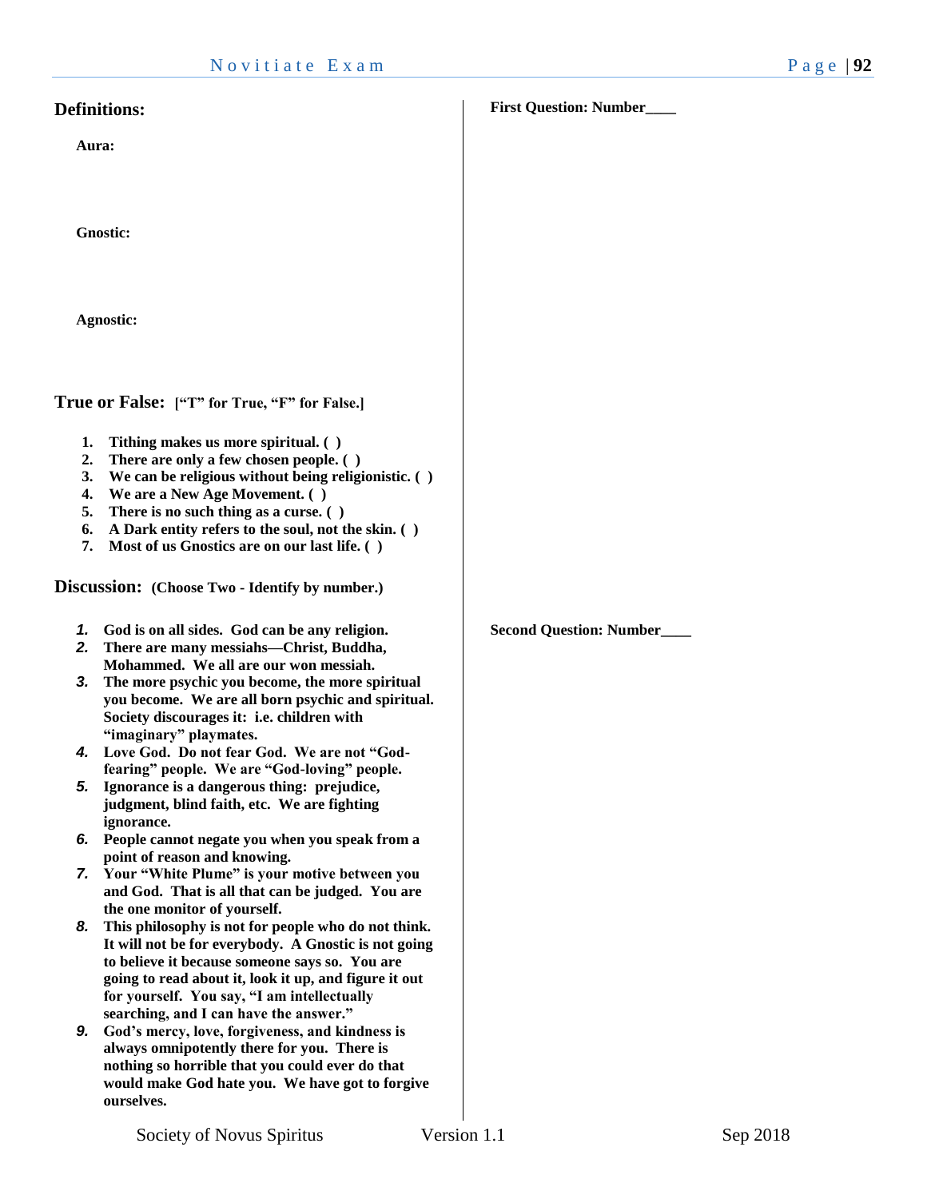## Definitions:

**Aura:**

**Gnostic:**

**Agnostic:**

## True or False: **["T" for True, "F" for False.]**

1. **Tithing makes us more spiritual. ( )**
2. **There are only a few chosen people. ( )**
3. **We can be religious without being religionistic. ( )**
4. **We are a New Age Movement. ( )**
5. **There is no such thing as a curse. ( )**
6. **A Dark entity refers to the soul, not the skin. ( )**
7. **Most of us Gnostics are on our last life. ( )**

## Discussion: **(Choose Two - Identify by number.)**

1. **God is on all sides. God can be any religion.**
2. **There are many messiahs—Christ, Buddha, Mohammed. We all are our won messiah.**
3. **The more psychic you become, the more spiritual you become. We are all born psychic and spiritual. Society discourages it: i.e. children with "imaginary" playmates.**
4. **Love God. Do not fear God. We are not "God-fearing" people. We are "God-loving" people.**
5. **Ignorance is a dangerous thing: prejudice, judgment, blind faith, etc. We are fighting ignorance.**
6. **People cannot negate you when you speak from a point of reason and knowing.**
7. **Your "White Plume" is your motive between you and God. That is all that can be judged. You are the one monitor of yourself.**
8. **This philosophy is not for people who do not think. It will not be for everybody. A Gnostic is not going to believe it because someone says so. You are going to read about it, look it up, and figure it out for yourself. You say, "I am intellectually searching, and I can have the answer."**
9. **God's mercy, love, forgiveness, and kindness is always omnipotently there for you. There is nothing so horrible that you could ever do that would make God hate you. We have got to forgive ourselves.**

**First Question: Number____**

**Second Question: Number____**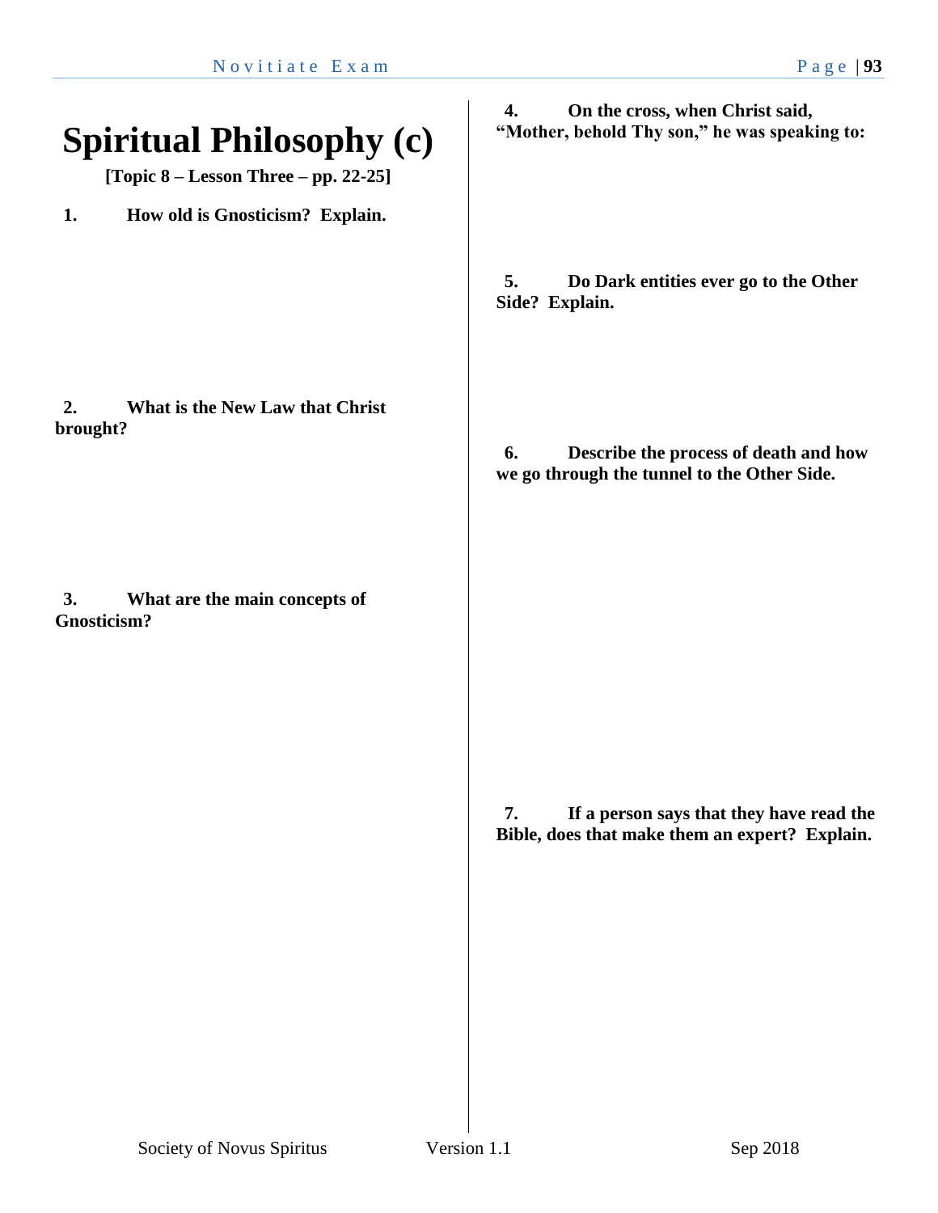# Spiritual Philosophy (c)

**[Topic 8 – Lesson Three – pp. 22-25]**

**1. How old is Gnosticism? Explain.**

**2. What is the New Law that Christ brought?**

**3. What are the main concepts of Gnosticism?**

**4. On the cross, when Christ said, "Mother, behold Thy son," he was speaking to:**

**5. Do Dark entities ever go to the Other Side? Explain.**

**6. Describe the process of death and how we go through the tunnel to the Other Side.**

**7. If a person says that they have read the Bible, does that make them an expert? Explain.**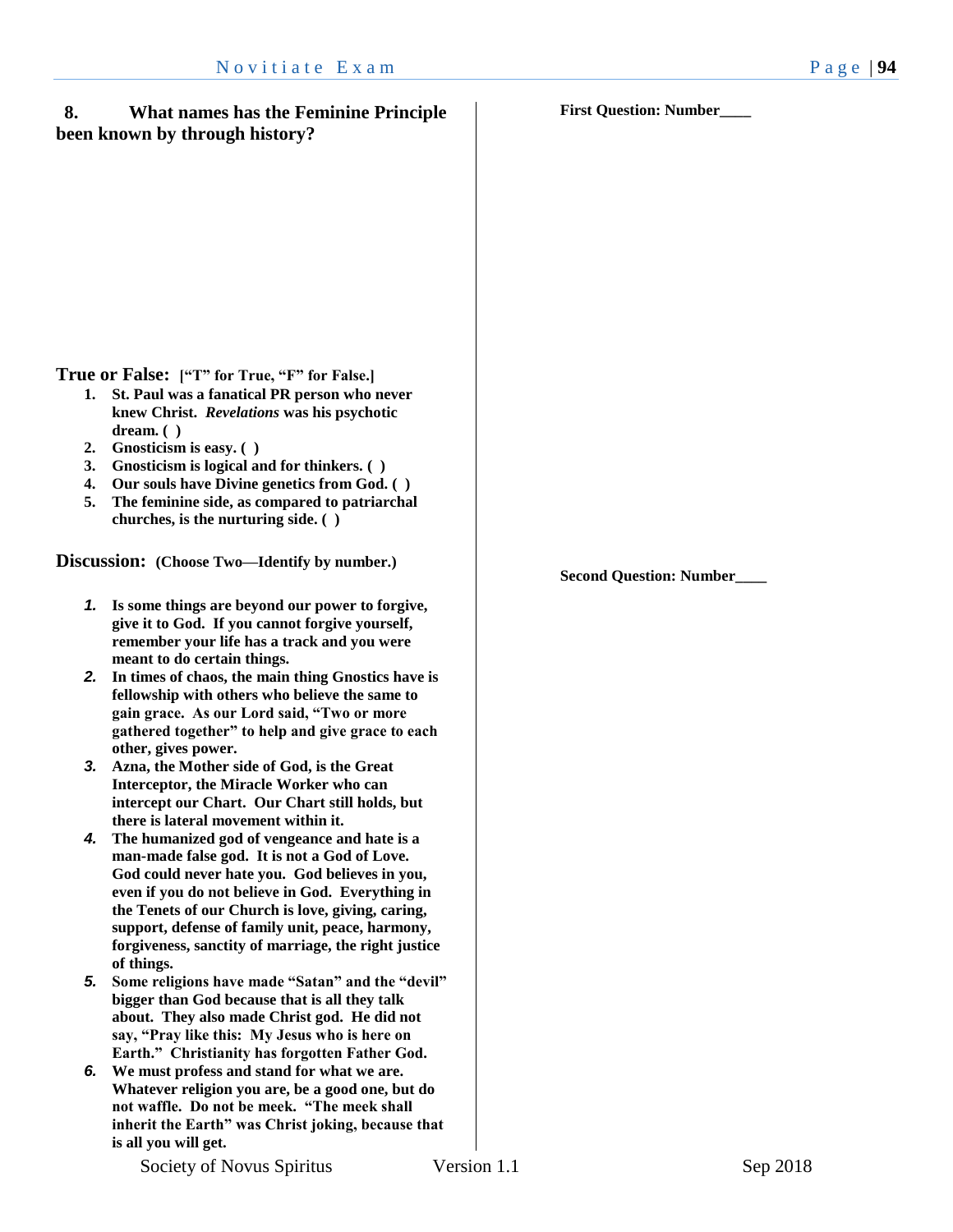**8. What names has the Feminine Principle been known by through history?**

**True or False:** **["T" for True, "F" for False.]**

1. **St. Paul was a fanatical PR person who never knew Christ. *Revelations* was his psychotic dream. ( )**
2. **Gnosticism is easy. ( )**
3. **Gnosticism is logical and for thinkers. ( )**
4. **Our souls have Divine genetics from God. ( )**
5. **The feminine side, as compared to patriarchal churches, is the nurturing side. ( )**

**Discussion:** **(Choose Two—Identify by number.)**

1. **Is some things are beyond our power to forgive, give it to God. If you cannot forgive yourself, remember your life has a track and you were meant to do certain things.**
2. **In times of chaos, the main thing Gnostics have is fellowship with others who believe the same to gain grace. As our Lord said, "Two or more gathered together" to help and give grace to each other, gives power.**
3. **Azna, the Mother side of God, is the Great Interceptor, the Miracle Worker who can intercept our Chart. Our Chart still holds, but there is lateral movement within it.**
4. **The humanized god of vengeance and hate is a man-made false god. It is not a God of Love. God could never hate you. God believes in you, even if you do not believe in God. Everything in the Tenets of our Church is love, giving, caring, support, defense of family unit, peace, harmony, forgiveness, sanctity of marriage, the right justice of things.**
5. **Some religions have made "Satan" and the "devil" bigger than God because that is all they talk about. They also made Christ god. He did not say, "Pray like this: My Jesus who is here on Earth." Christianity has forgotten Father God.**
6. **We must profess and stand for what we are. Whatever religion you are, be a good one, but do not waffle. Do not be meek. "The meek shall inherit the Earth" was Christ joking, because that is all you will get.**

**First Question: Number____**

**Second Question: Number____**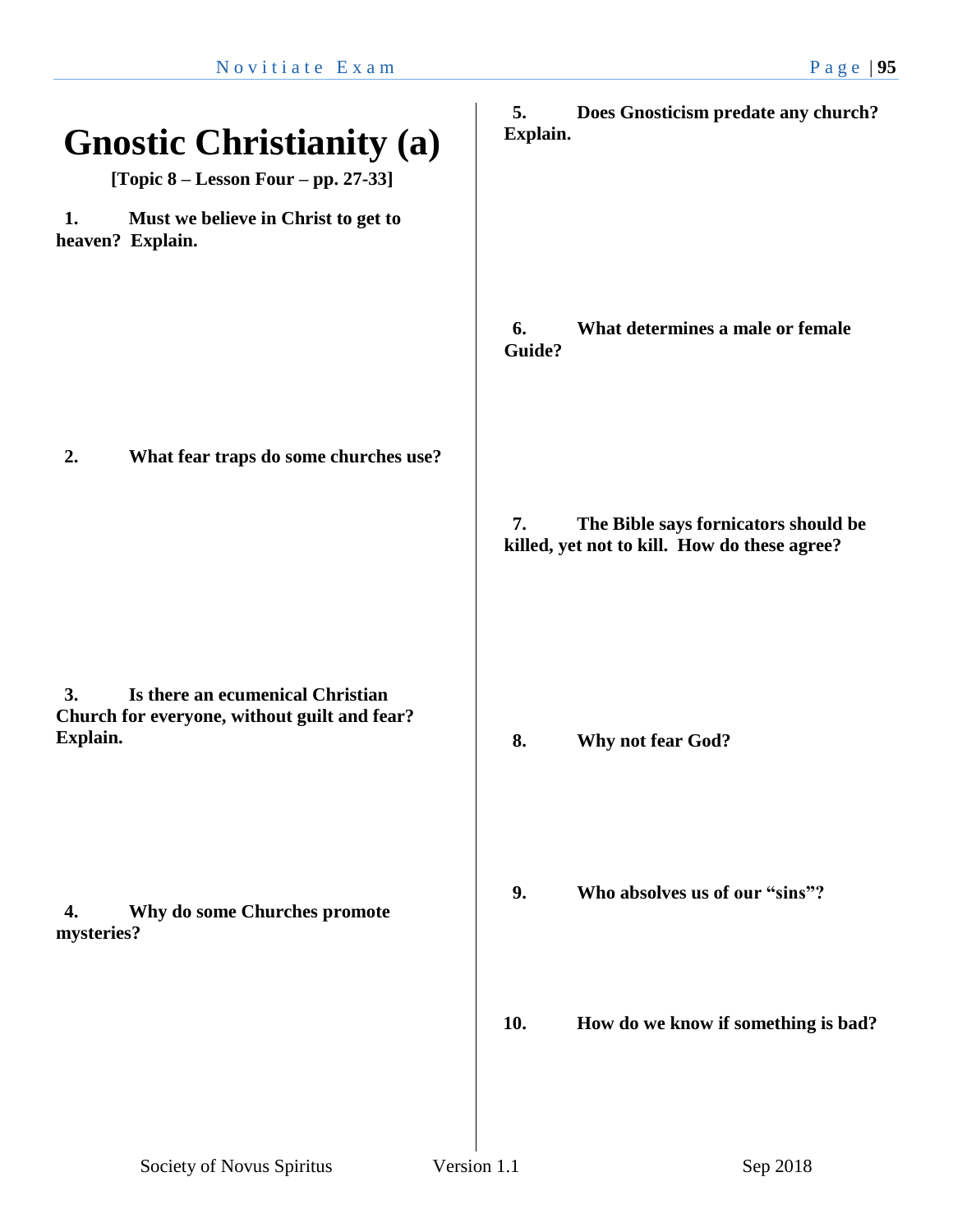# Gnostic Christianity (a)

**[Topic 8 – Lesson Four – pp. 27-33]**

**1. Must we believe in Christ to get to heaven? Explain.**

**2. What fear traps do some churches use?**

**3. Is there an ecumenical Christian Church for everyone, without guilt and fear? Explain.**

**4. Why do some Churches promote mysteries?**

**5. Does Gnosticism predate any church? Explain.**

**6. What determines a male or female Guide?**

**7. The Bible says fornicators should be killed, yet not to kill. How do these agree?**

**8. Why not fear God?**

**9. Who absolves us of our "sins"?**

**10. How do we know if something is bad?**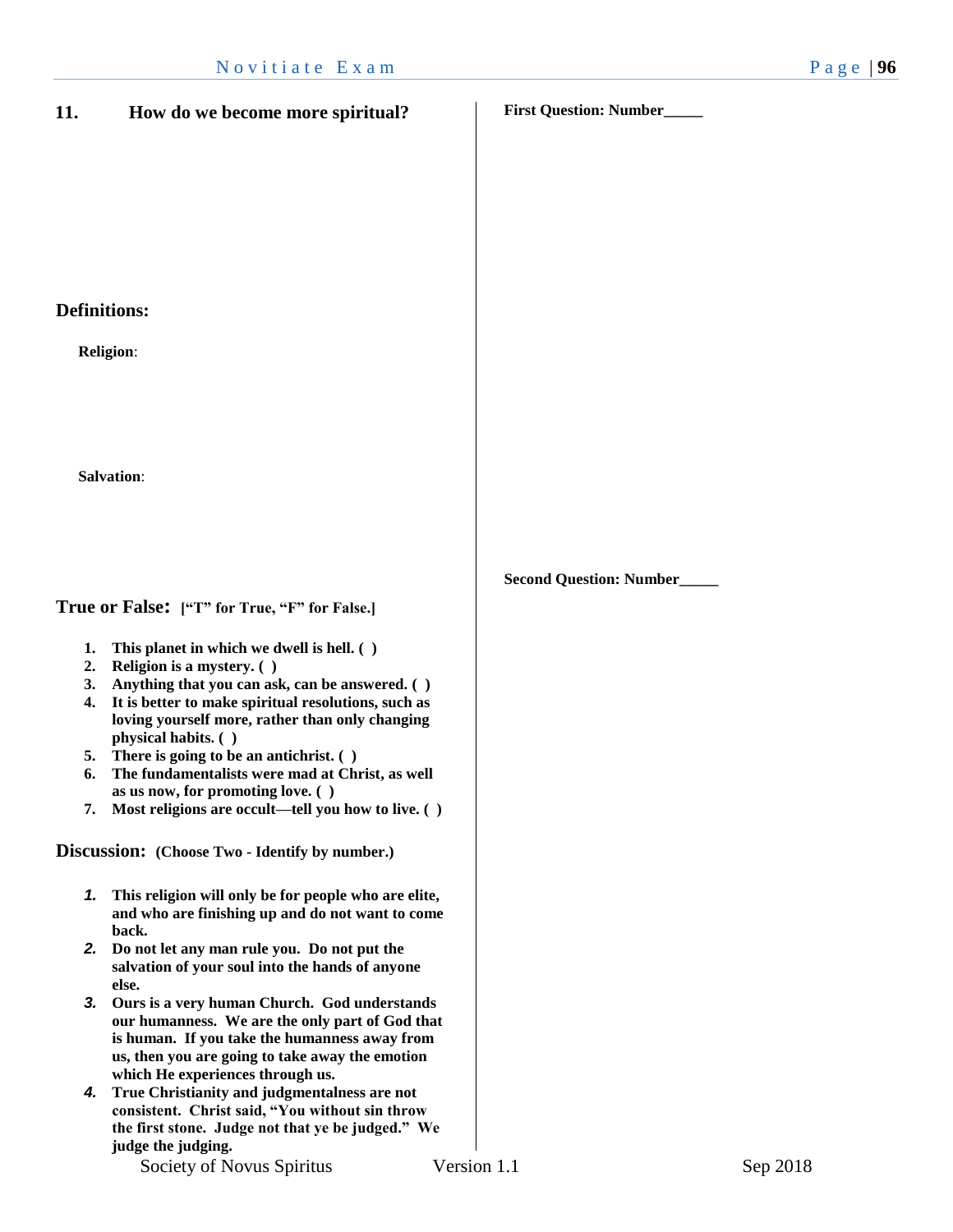**11. How do we become more spiritual?**

**Definitions:**

**Religion**:

**Salvation**:

**True or False: ["T" for True, "F" for False.]**

1. **This planet in which we dwell is hell. ( )**
2. **Religion is a mystery. ( )**
3. **Anything that you can ask, can be answered. ( )**
4. **It is better to make spiritual resolutions, such as loving yourself more, rather than only changing physical habits. ( )**
5. **There is going to be an antichrist. ( )**
6. **The fundamentalists were mad at Christ, as well as us now, for promoting love. ( )**
7. **Most religions are occult—tell you how to live. ( )**

**Discussion: (Choose Two - Identify by number.)**

1. **This religion will only be for people who are elite, and who are finishing up and do not want to come back.**
2. **Do not let any man rule you. Do not put the salvation of your soul into the hands of anyone else.**
3. **Ours is a very human Church. God understands our humanness. We are the only part of God that is human. If you take the humanness away from us, then you are going to take away the emotion which He experiences through us.**
4. **True Christianity and judgmentalness are not consistent. Christ said, "You without sin throw the first stone. Judge not that ye be judged." We judge the judging.**

**First Question: Number_____**

**Second Question: Number_____**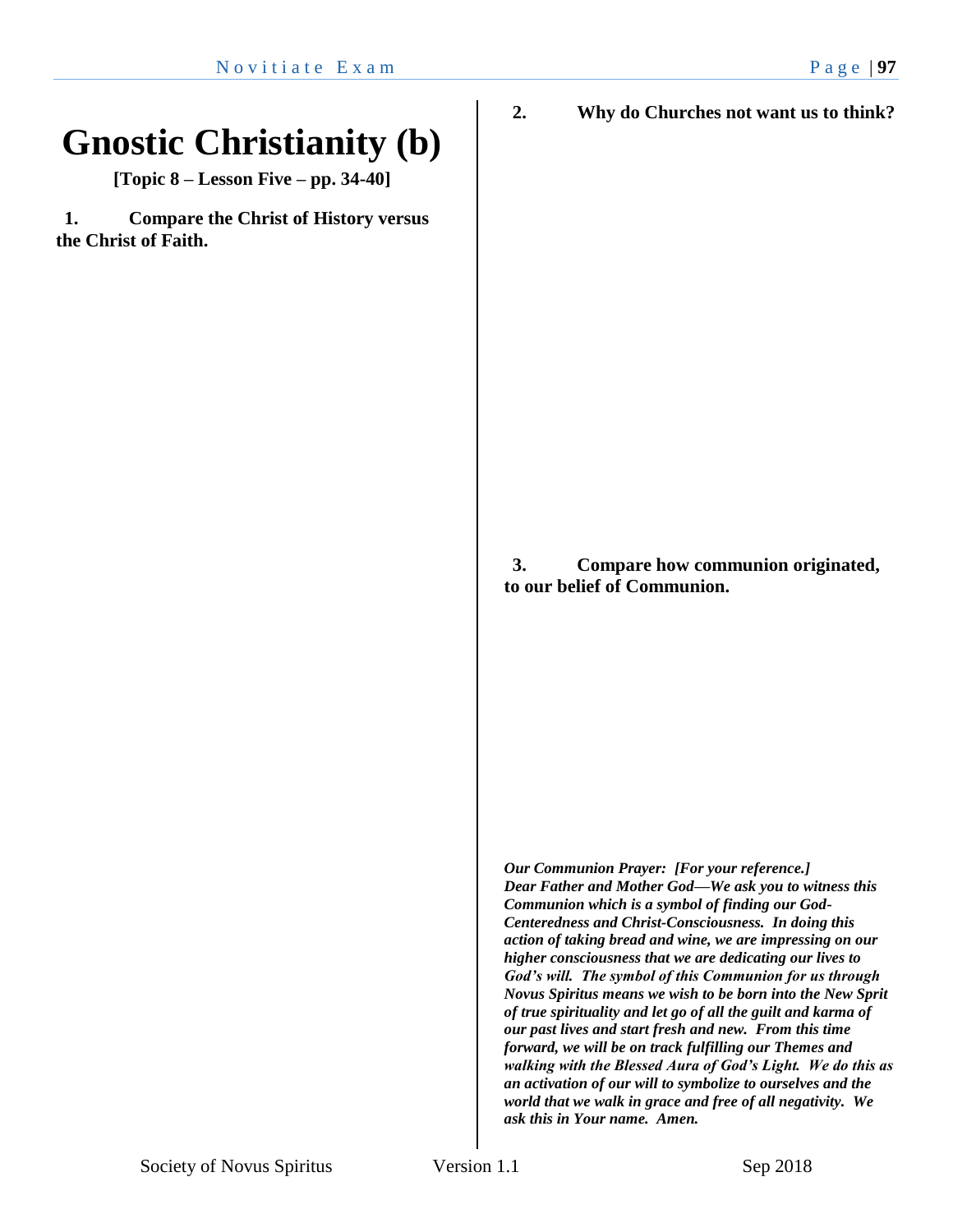# Gnostic Christianity (b)

**[Topic 8 – Lesson Five – pp. 34-40]**

**1. Compare the Christ of History versus the Christ of Faith.**

**2. Why do Churches not want us to think?**

**3. Compare how communion originated, to our belief of Communion.**

***Our Communion Prayer: [For your reference.]***
***Dear Father and Mother God—We ask you to witness this Communion which is a symbol of finding our God-Centeredness and Christ-Consciousness. In doing this action of taking bread and wine, we are impressing on our higher consciousness that we are dedicating our lives to God's will. The symbol of this Communion for us through Novus Spiritus means we wish to be born into the New Sprit of true spirituality and let go of all the guilt and karma of our past lives and start fresh and new. From this time forward, we will be on track fulfilling our Themes and walking with the Blessed Aura of God's Light. We do this as an activation of our will to symbolize to ourselves and the world that we walk in grace and free of all negativity. We ask this in Your name. Amen.***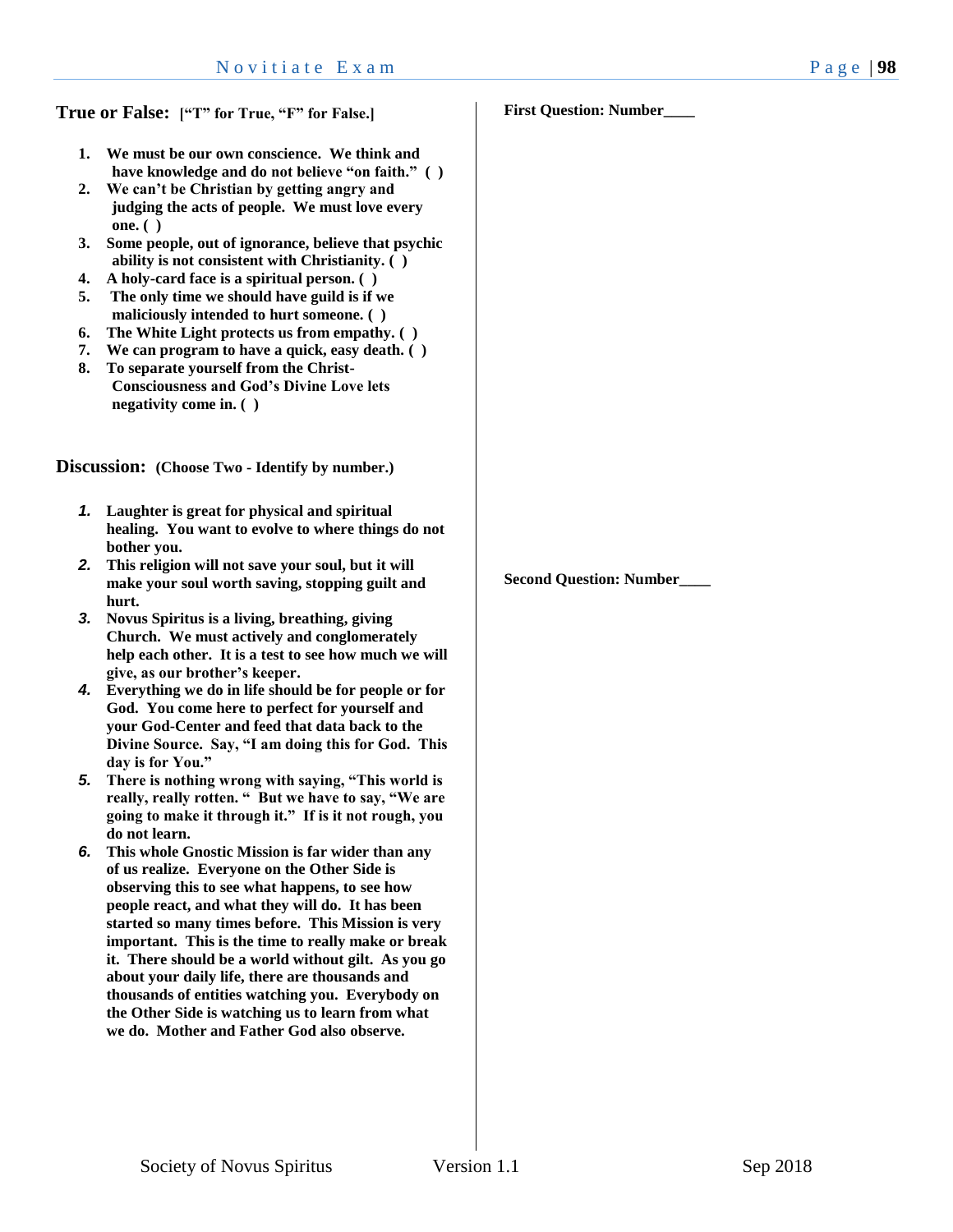**True or False:** **["T" for True, "F" for False.]**

1. We must be our own conscience. We think and have knowledge and do not believe "on faith." ( )
2. We can't be Christian by getting angry and judging the acts of people. We must love every one. ( )
3. Some people, out of ignorance, believe that psychic ability is not consistent with Christianity. ( )
4. A holy-card face is a spiritual person. ( )
5. The only time we should have guild is if we maliciously intended to hurt someone. ( )
6. The White Light protects us from empathy. ( )
7. We can program to have a quick, easy death. ( )
8. To separate yourself from the Christ-Consciousness and God's Divine Love lets negativity come in. ( )

**Discussion:** **(Choose Two - Identify by number.)**

1. Laughter is great for physical and spiritual healing. You want to evolve to where things do not bother you.
2. This religion will not save your soul, but it will make your soul worth saving, stopping guilt and hurt.
3. Novus Spiritus is a living, breathing, giving Church. We must actively and conglomerately help each other. It is a test to see how much we will give, as our brother's keeper.
4. Everything we do in life should be for people or for God. You come here to perfect for yourself and your God-Center and feed that data back to the Divine Source. Say, "I am doing this for God. This day is for You."
5. There is nothing wrong with saying, "This world is really, really rotten. " But we have to say, "We are going to make it through it." If is it not rough, you do not learn.
6. This whole Gnostic Mission is far wider than any of us realize. Everyone on the Other Side is observing this to see what happens, to see how people react, and what they will do. It has been started so many times before. This Mission is very important. This is the time to really make or break it. There should be a world without gilt. As you go about your daily life, there are thousands and thousands of entities watching you. Everybody on the Other Side is watching us to learn from what we do. Mother and Father God also observe.

**First Question: Number____**

**Second Question: Number____**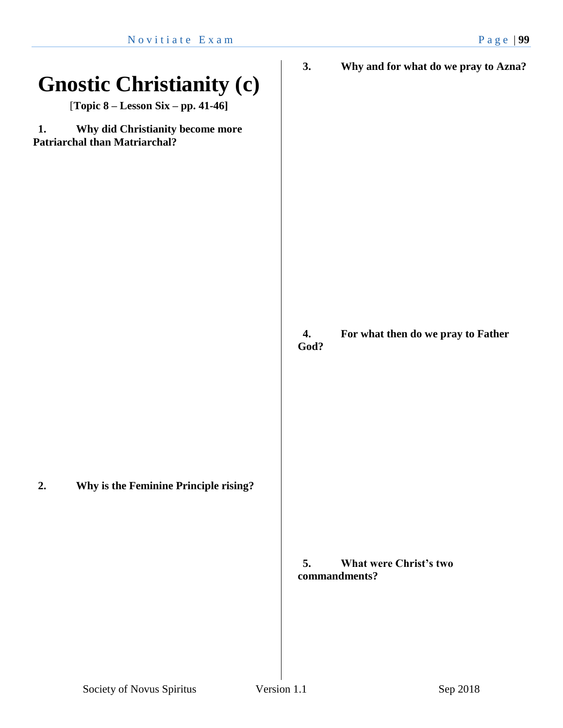# Gnostic Christianity (c)

[**Topic 8 – Lesson Six – pp. 41-46]**

**1. Why did Christianity become more Patriarchal than Matriarchal?**

**2. Why is the Feminine Principle rising?**

**3. Why and for what do we pray to Azna?**

**4. For what then do we pray to Father God?**

**5. What were Christ's two commandments?**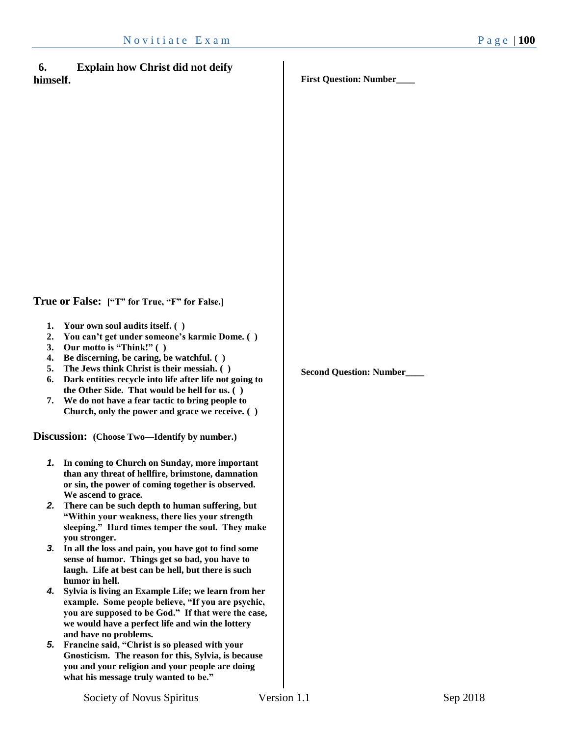**6. Explain how Christ did not deify himself.**

**First Question: Number____**

**Second Question: Number____**

## True or False: [“T” for True, “F” for False.]

1. **Your own soul audits itself. ( )**
2. **You can’t get under someone’s karmic Dome. ( )**
3. **Our motto is “Think!” ( )**
4. **Be discerning, be caring, be watchful. ( )**
5. **The Jews think Christ is their messiah. ( )**
6. **Dark entities recycle into life after life not going to the Other Side. That would be hell for us. ( )**
7. **We do not have a fear tactic to bring people to Church, only the power and grace we receive. ( )**

## Discussion: (Choose Two—Identify by number.)

1. **In coming to Church on Sunday, more important than any threat of hellfire, brimstone, damnation or sin, the power of coming together is observed. We ascend to grace.**
2. **There can be such depth to human suffering, but “Within your weakness, there lies your strength sleeping.” Hard times temper the soul. They make you stronger.**
3. **In all the loss and pain, you have got to find some sense of humor. Things get so bad, you have to laugh. Life at best can be hell, but there is such humor in hell.**
4. **Sylvia is living an Example Life; we learn from her example. Some people believe, “If you are psychic, you are supposed to be God.” If that were the case, we would have a perfect life and win the lottery and have no problems.**
5. **Francine said, “Christ is so pleased with your Gnosticism. The reason for this, Sylvia, is because you and your religion and your people are doing what his message truly wanted to be.”**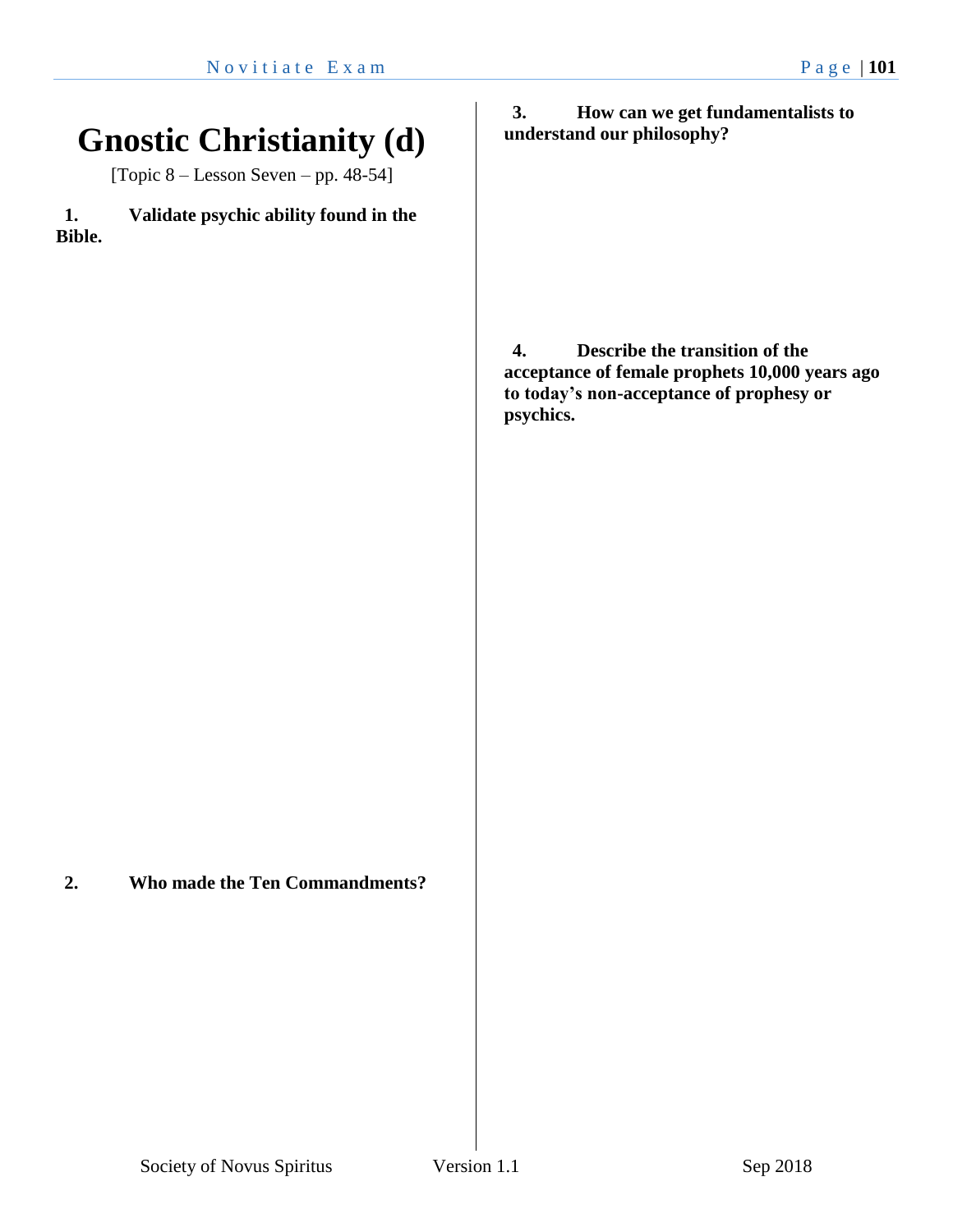# Gnostic Christianity (d)

[Topic 8 – Lesson Seven – pp. 48-54]

**1. Validate psychic ability found in the Bible.**

**2. Who made the Ten Commandments?**

**3. How can we get fundamentalists to understand our philosophy?**

**4. Describe the transition of the acceptance of female prophets 10,000 years ago to today's non-acceptance of prophesy or psychics.**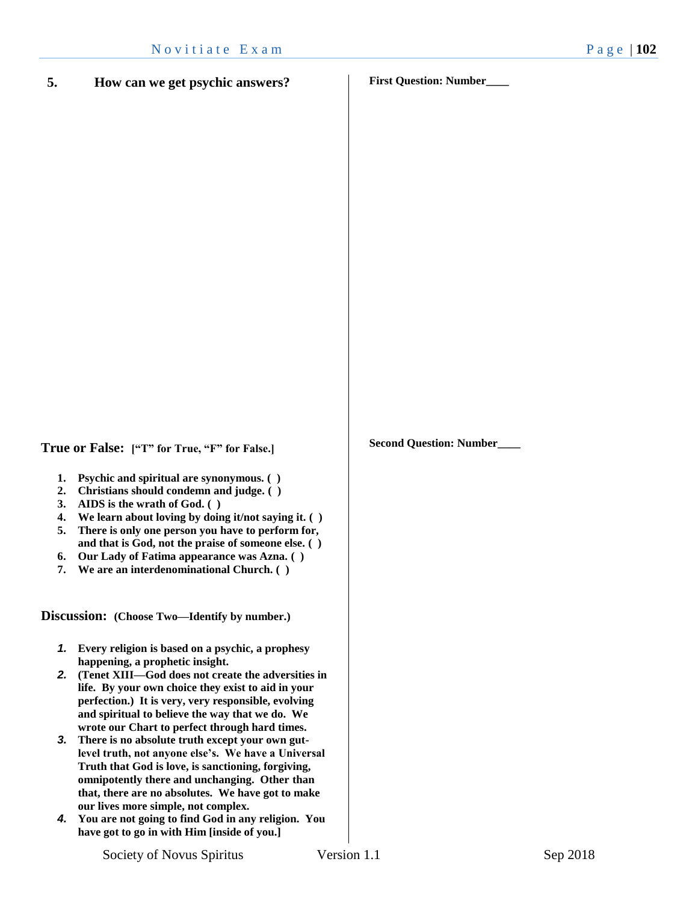**5. How can we get psychic answers?**

**True or False:** **[“T” for True, “F” for False.]**

1. **Psychic and spiritual are synonymous. ( )**
2. **Christians should condemn and judge. ( )**
3. **AIDS is the wrath of God. ( )**
4. **We learn about loving by doing it/not saying it. ( )**
5. **There is only one person you have to perform for, and that is God, not the praise of someone else. ( )**
6. **Our Lady of Fatima appearance was Azna. ( )**
7. **We are an interdenominational Church. ( )**

**Discussion:** **(Choose Two—Identify by number.)**

1. **Every religion is based on a psychic, a prophesy happening, a prophetic insight.**
2. **(Tenet XIII—God does not create the adversities in life. By your own choice they exist to aid in your perfection.) It is very, very responsible, evolving and spiritual to believe the way that we do. We wrote our Chart to perfect through hard times.**
3. **There is no absolute truth except your own gut-level truth, not anyone else’s. We have a Universal Truth that God is love, is sanctioning, forgiving, omnipotently there and unchanging. Other than that, there are no absolutes. We have got to make our lives more simple, not complex.**
4. **You are not going to find God in any religion. You have got to go in with Him [inside of you.]**

**First Question: Number____**

**Second Question: Number____**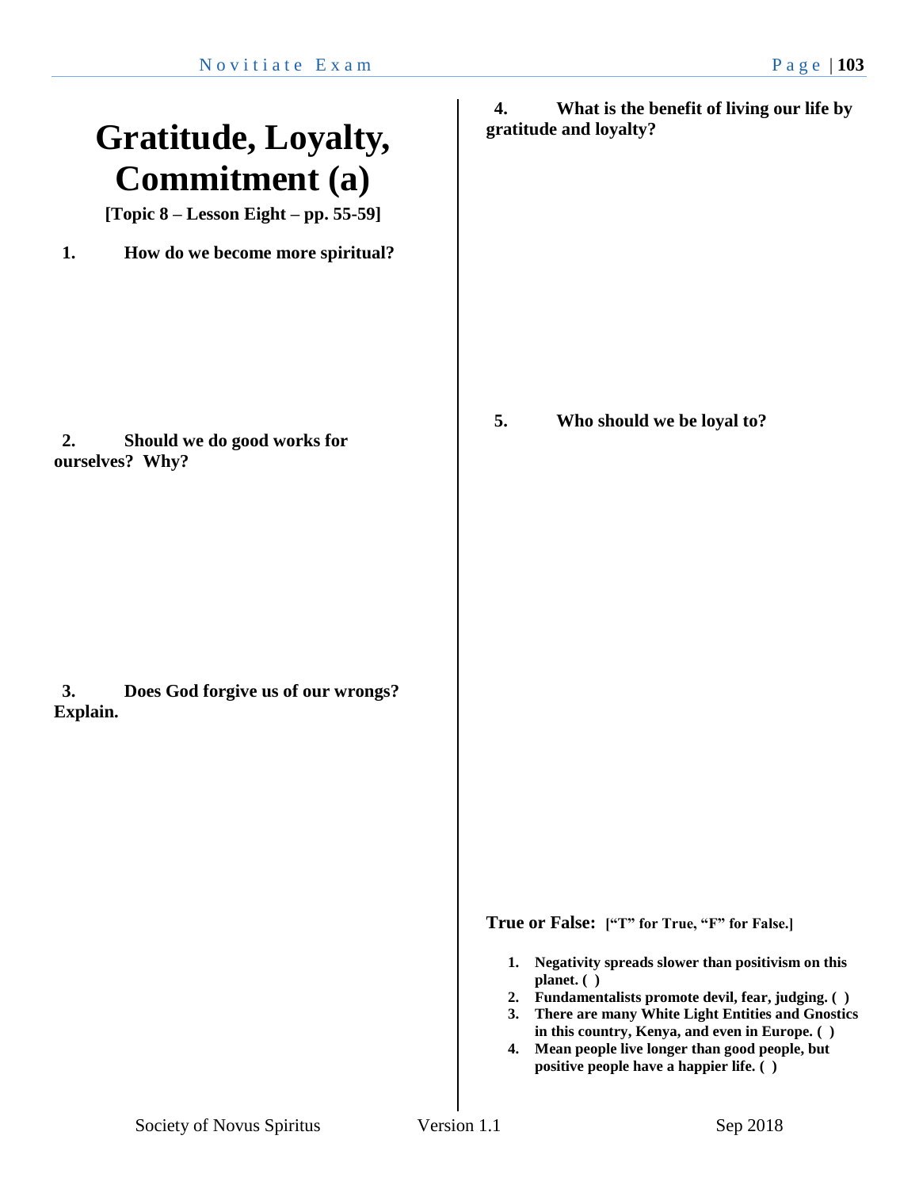# Gratitude, Loyalty, Commitment (a)

**[Topic 8 – Lesson Eight – pp. 55-59]**

**1. How do we become more spiritual?**

**2. Should we do good works for ourselves? Why?**

**3. Does God forgive us of our wrongs? Explain.**

**4. What is the benefit of living our life by gratitude and loyalty?**

**5. Who should we be loyal to?**

**True or False: ["T" for True, "F" for False.]**

1. **Negativity spreads slower than positivism on this planet. ( )**
2. **Fundamentalists promote devil, fear, judging. ( )**
3. **There are many White Light Entities and Gnostics in this country, Kenya, and even in Europe. ( )**
4. **Mean people live longer than good people, but positive people have a happier life. ( )**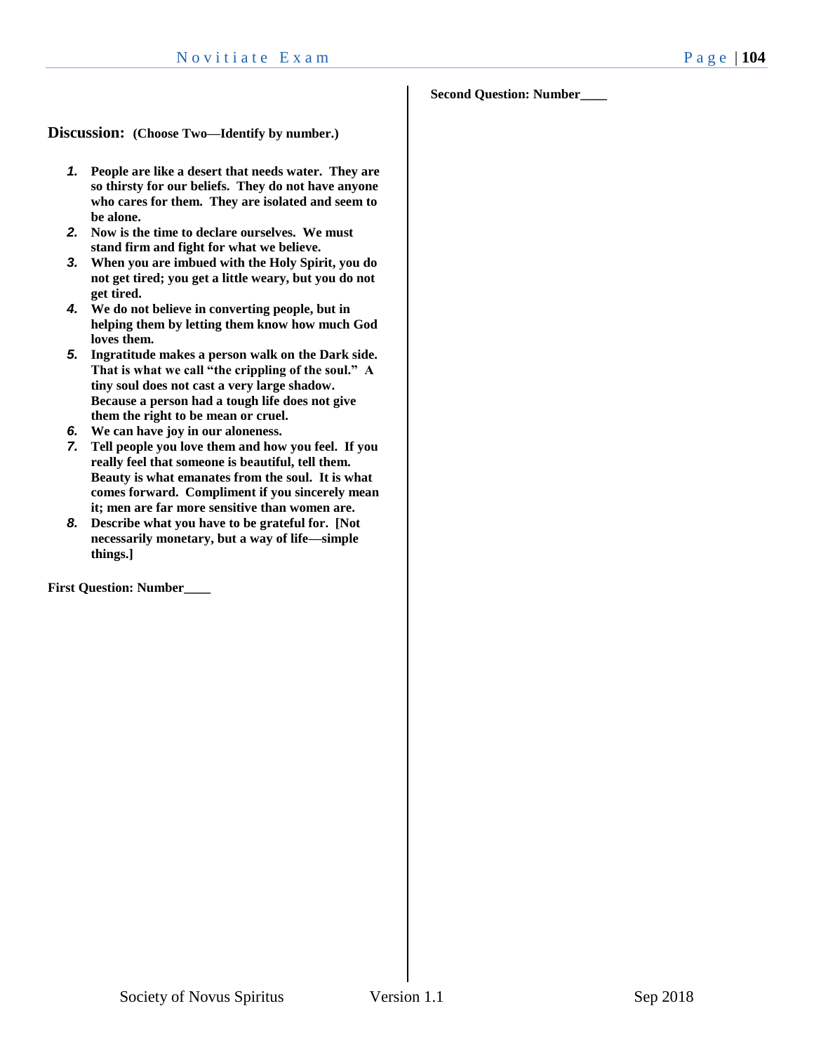**Discussion: (Choose Two—Identify by number.)**

1. **People are like a desert that needs water. They are so thirsty for our beliefs. They do not have anyone who cares for them. They are isolated and seem to be alone.**
2. **Now is the time to declare ourselves. We must stand firm and fight for what we believe.**
3. **When you are imbued with the Holy Spirit, you do not get tired; you get a little weary, but you do not get tired.**
4. **We do not believe in converting people, but in helping them by letting them know how much God loves them.**
5. **Ingratitude makes a person walk on the Dark side. That is what we call "the crippling of the soul." A tiny soul does not cast a very large shadow. Because a person had a tough life does not give them the right to be mean or cruel.**
6. **We can have joy in our aloneness.**
7. **Tell people you love them and how you feel. If you really feel that someone is beautiful, tell them. Beauty is what emanates from the soul. It is what comes forward. Compliment if you sincerely mean it; men are far more sensitive than women are.**
8. **Describe what you have to be grateful for. [Not necessarily monetary, but a way of life—simple things.]**

**First Question: Number____**

**Second Question: Number____**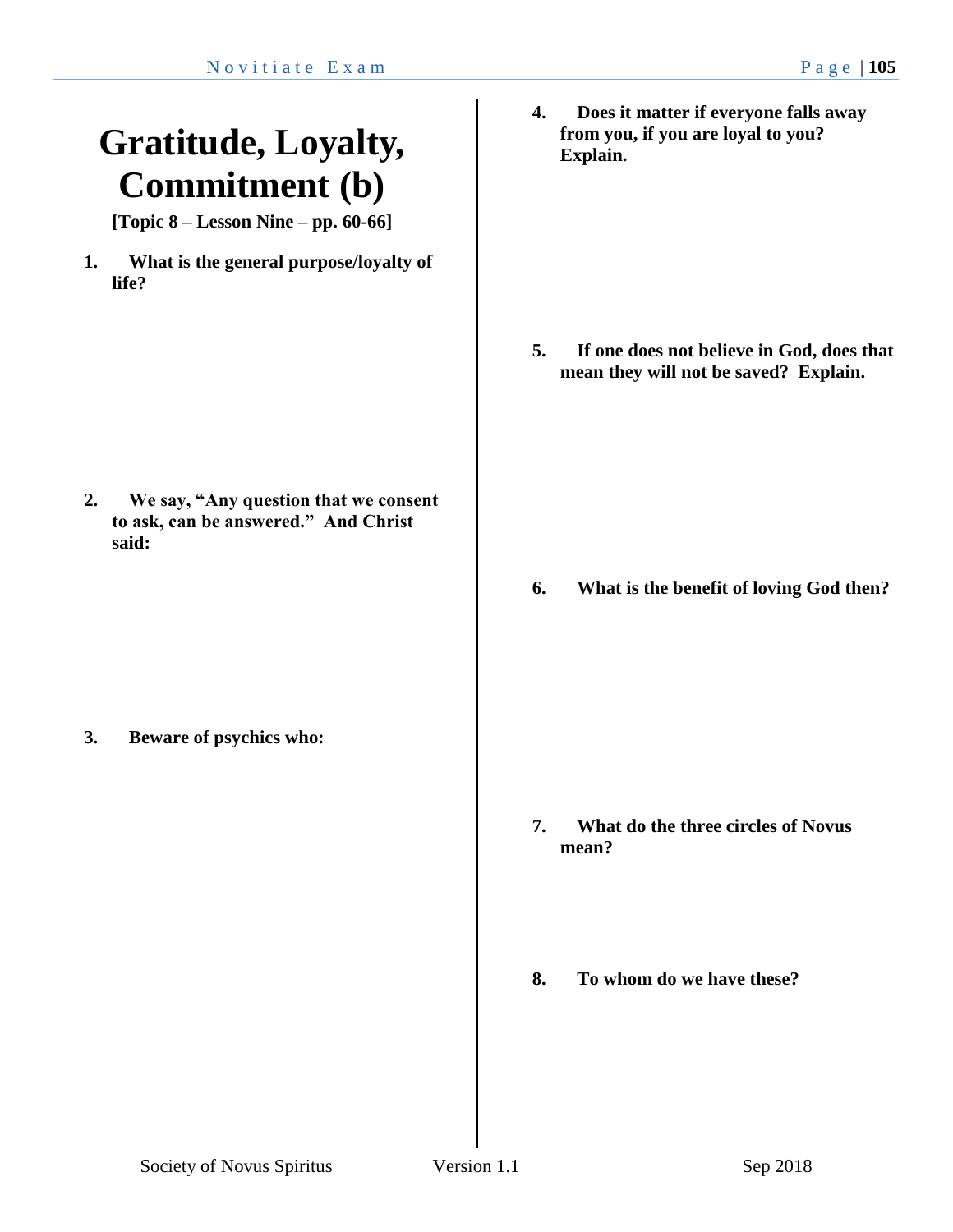# Gratitude, Loyalty, Commitment (b)

**[Topic 8 – Lesson Nine – pp. 60-66]**

**1. What is the general purpose/loyalty of life?**

**2. We say, "Any question that we consent to ask, can be answered." And Christ said:**

**3. Beware of psychics who:**

**4. Does it matter if everyone falls away from you, if you are loyal to you? Explain.**

**5. If one does not believe in God, does that mean they will not be saved? Explain.**

**6. What is the benefit of loving God then?**

**7. What do the three circles of Novus mean?**

**8. To whom do we have these?**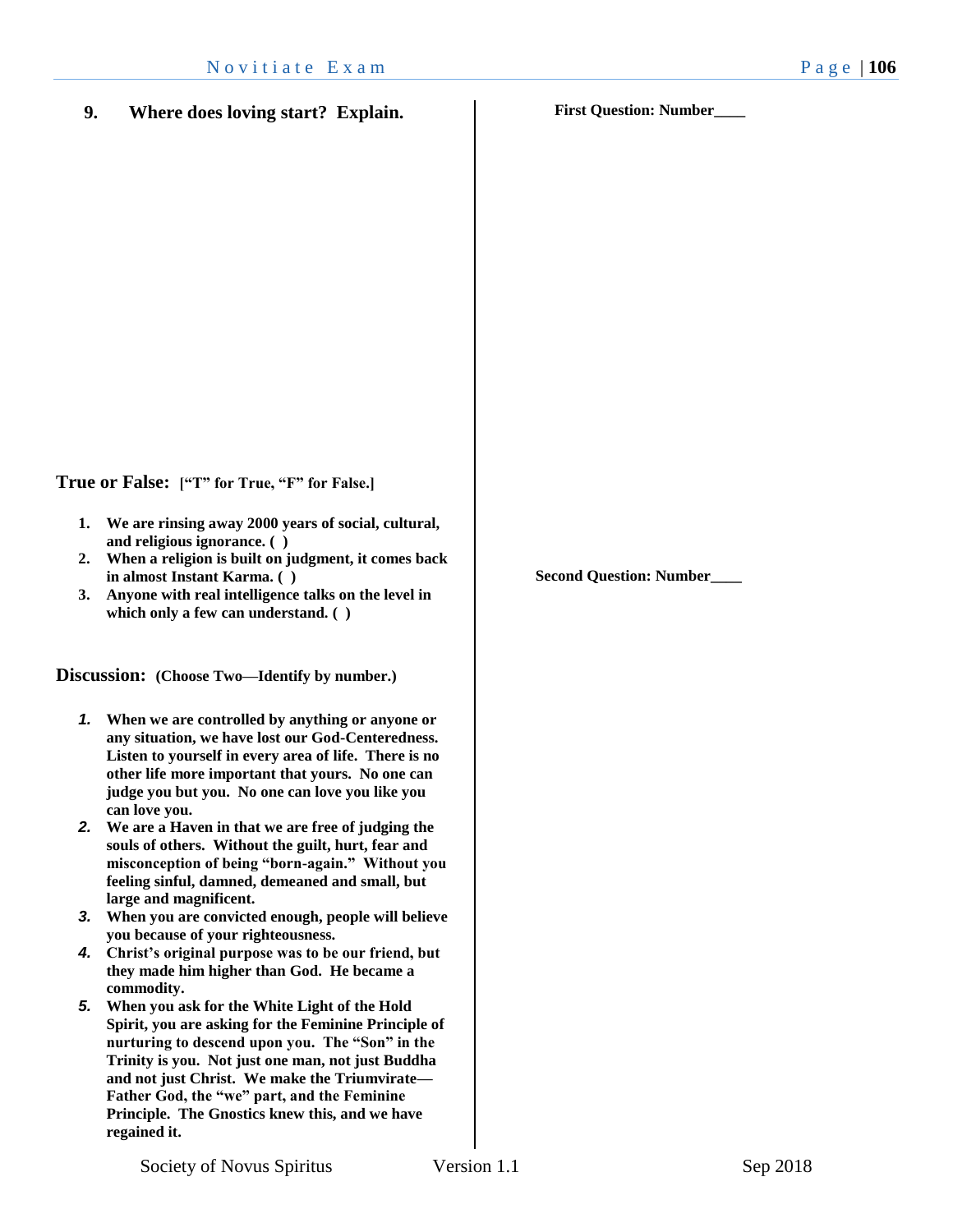**9. Where does loving start? Explain.**

**First Question: Number____**

**Second Question: Number____**

## True or False: **["T" for True, "F" for False.]**

1. **We are rinsing away 2000 years of social, cultural, and religious ignorance. ( )**
2. **When a religion is built on judgment, it comes back in almost Instant Karma. ( )**
3. **Anyone with real intelligence talks on the level in which only a few can understand. ( )**

## Discussion: **(Choose Two—Identify by number.)**

1. **When we are controlled by anything or anyone or any situation, we have lost our God-Centeredness. Listen to yourself in every area of life. There is no other life more important that yours. No one can judge you but you. No one can love you like you can love you.**
2. **We are a Haven in that we are free of judging the souls of others. Without the guilt, hurt, fear and misconception of being "born-again." Without you feeling sinful, damned, demeaned and small, but large and magnificent.**
3. **When you are convicted enough, people will believe you because of your righteousness.**
4. **Christ's original purpose was to be our friend, but they made him higher than God. He became a commodity.**
5. **When you ask for the White Light of the Hold Spirit, you are asking for the Feminine Principle of nurturing to descend upon you. The "Son" in the Trinity is you. Not just one man, not just Buddha and not just Christ. We make the Triumvirate—Father God, the "we" part, and the Feminine Principle. The Gnostics knew this, and we have regained it.**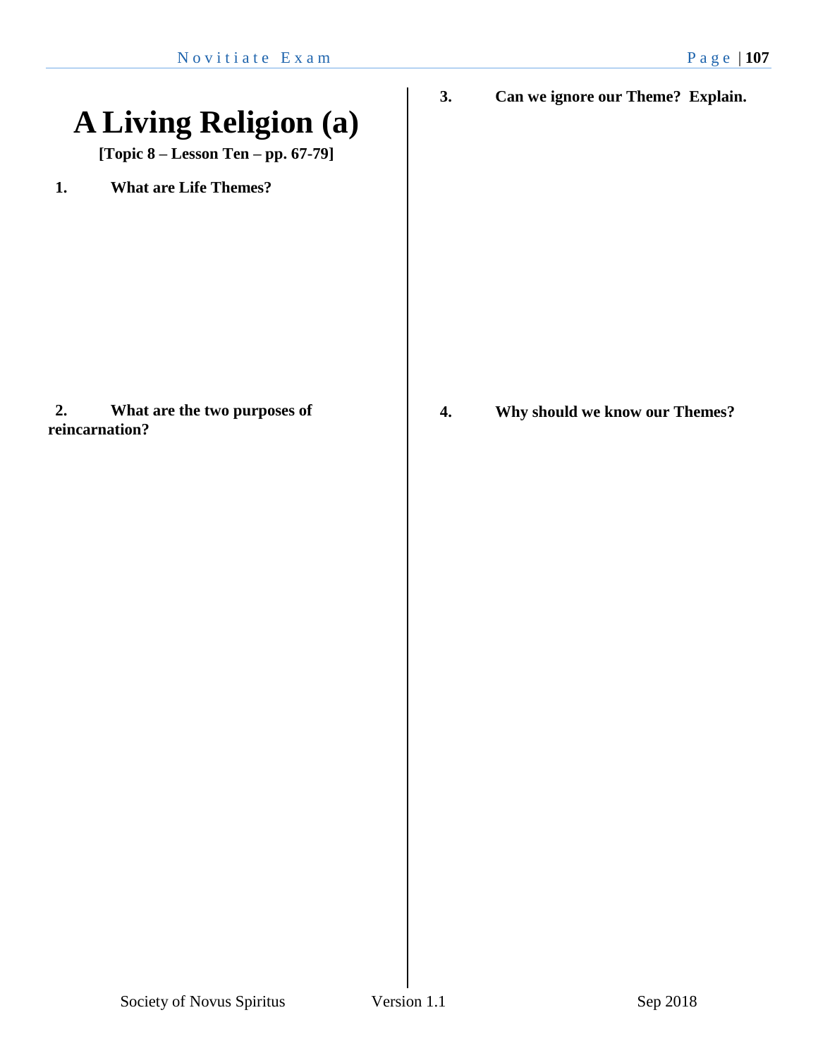# A Living Religion (a)

**[Topic 8 – Lesson Ten – pp. 67-79]**

**1. What are Life Themes?**

**2. What are the two purposes of reincarnation?**

**3. Can we ignore our Theme? Explain.**

**4. Why should we know our Themes?**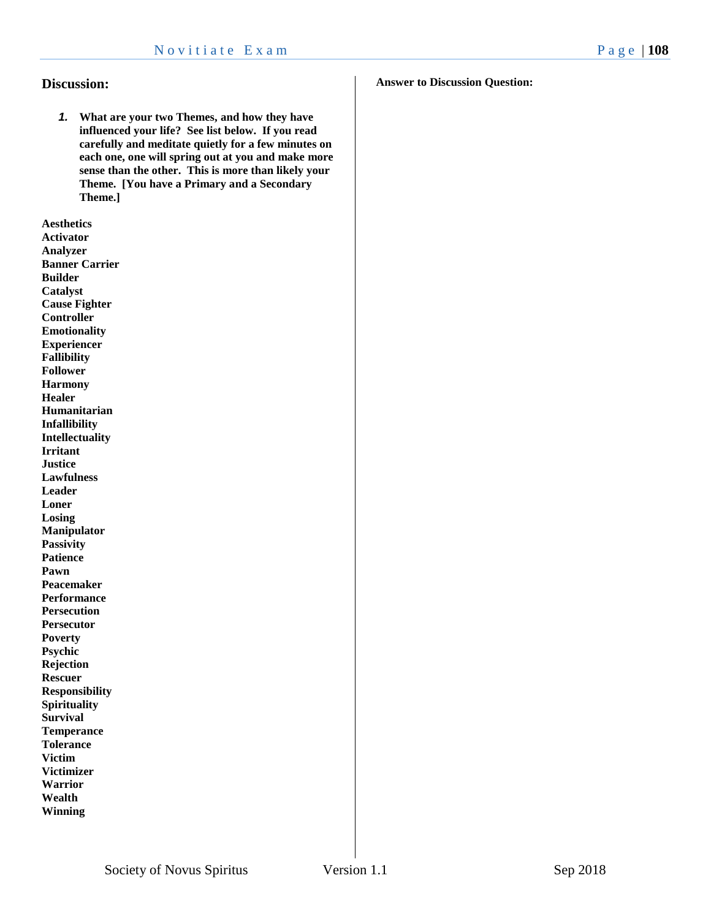## Discussion:

1. **What are your two Themes, and how they have influenced your life? See list below. If you read carefully and meditate quietly for a few minutes on each one, one will spring out at you and make more sense than the other. This is more than likely your Theme. [You have a Primary and a Secondary Theme.]**

**Aesthetics**
**Activator**
**Analyzer**
**Banner Carrier**
**Builder**
**Catalyst**
**Cause Fighter**
**Controller**
**Emotionality**
**Experiencer**
**Fallibility**
**Follower**
**Harmony**
**Healer**
**Humanitarian**
**Infallibility**
**Intellectuality**
**Irritant**
**Justice**
**Lawfulness**
**Leader**
**Loner**
**Losing**
**Manipulator**
**Passivity**
**Patience**
**Pawn**
**Peacemaker**
**Performance**
**Persecution**
**Persecutor**
**Poverty**
**Psychic**
**Rejection**
**Rescuer**
**Responsibility**
**Spirituality**
**Survival**
**Temperance**
**Tolerance**
**Victim**
**Victimizer**
**Warrior**
**Wealth**
**Winning**

**Answer to Discussion Question:**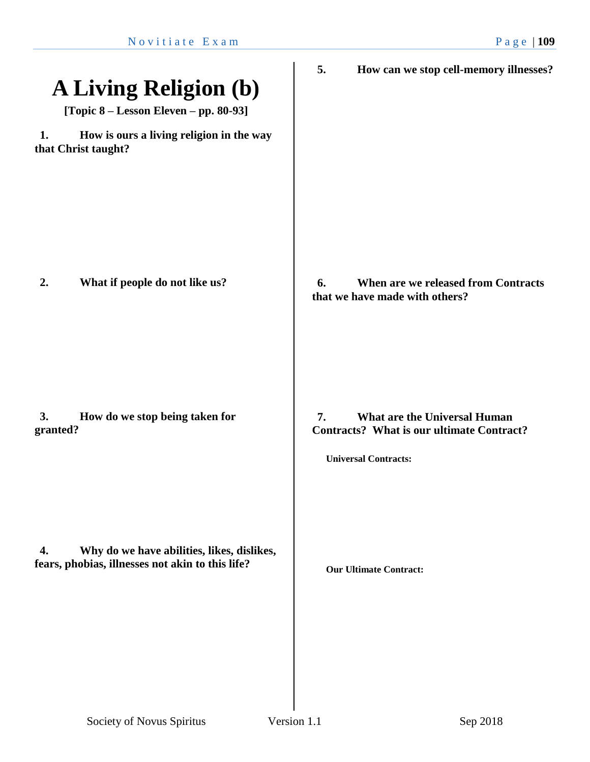# A Living Religion (b)

**[Topic 8 – Lesson Eleven – pp. 80-93]**

**1. How is ours a living religion in the way that Christ taught?**

**2. What if people do not like us?**

**3. How do we stop being taken for granted?**

**4. Why do we have abilities, likes, dislikes, fears, phobias, illnesses not akin to this life?**

**5. How can we stop cell-memory illnesses?**

**6. When are we released from Contracts that we have made with others?**

**7. What are the Universal Human Contracts? What is our ultimate Contract?**

**Universal Contracts:**

**Our Ultimate Contract:**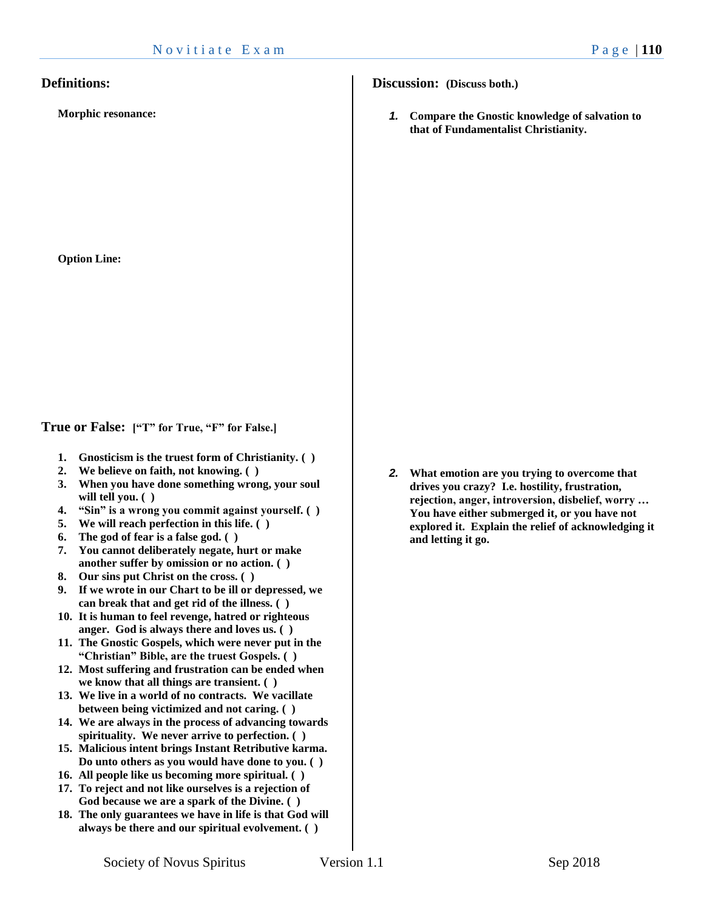## Definitions:

**Morphic resonance:**

**Option Line:**

## True or False: **["T" for True, "F" for False.]**

1. **Gnosticism is the truest form of Christianity. ( )**
2. **We believe on faith, not knowing. ( )**
3. **When you have done something wrong, your soul will tell you. ( )**
4. **"Sin" is a wrong you commit against yourself. ( )**
5. **We will reach perfection in this life. ( )**
6. **The god of fear is a false god. ( )**
7. **You cannot deliberately negate, hurt or make another suffer by omission or no action. ( )**
8. **Our sins put Christ on the cross. ( )**
9. **If we wrote in our Chart to be ill or depressed, we can break that and get rid of the illness. ( )**
10. **It is human to feel revenge, hatred or righteous anger. God is always there and loves us. ( )**
11. **The Gnostic Gospels, which were never put in the "Christian" Bible, are the truest Gospels. ( )**
12. **Most suffering and frustration can be ended when we know that all things are transient. ( )**
13. **We live in a world of no contracts. We vacillate between being victimized and not caring. ( )**
14. **We are always in the process of advancing towards spirituality. We never arrive to perfection. ( )**
15. **Malicious intent brings Instant Retributive karma. Do unto others as you would have done to you. ( )**
16. **All people like us becoming more spiritual. ( )**
17. **To reject and not like ourselves is a rejection of God because we are a spark of the Divine. ( )**
18. **The only guarantees we have in life is that God will always be there and our spiritual evolvement. ( )**

## Discussion: **(Discuss both.)**

1. **Compare the Gnostic knowledge of salvation to that of Fundamentalist Christianity.**

2. **What emotion are you trying to overcome that drives you crazy? I.e. hostility, frustration, rejection, anger, introversion, disbelief, worry … You have either submerged it, or you have not explored it. Explain the relief of acknowledging it and letting it go.**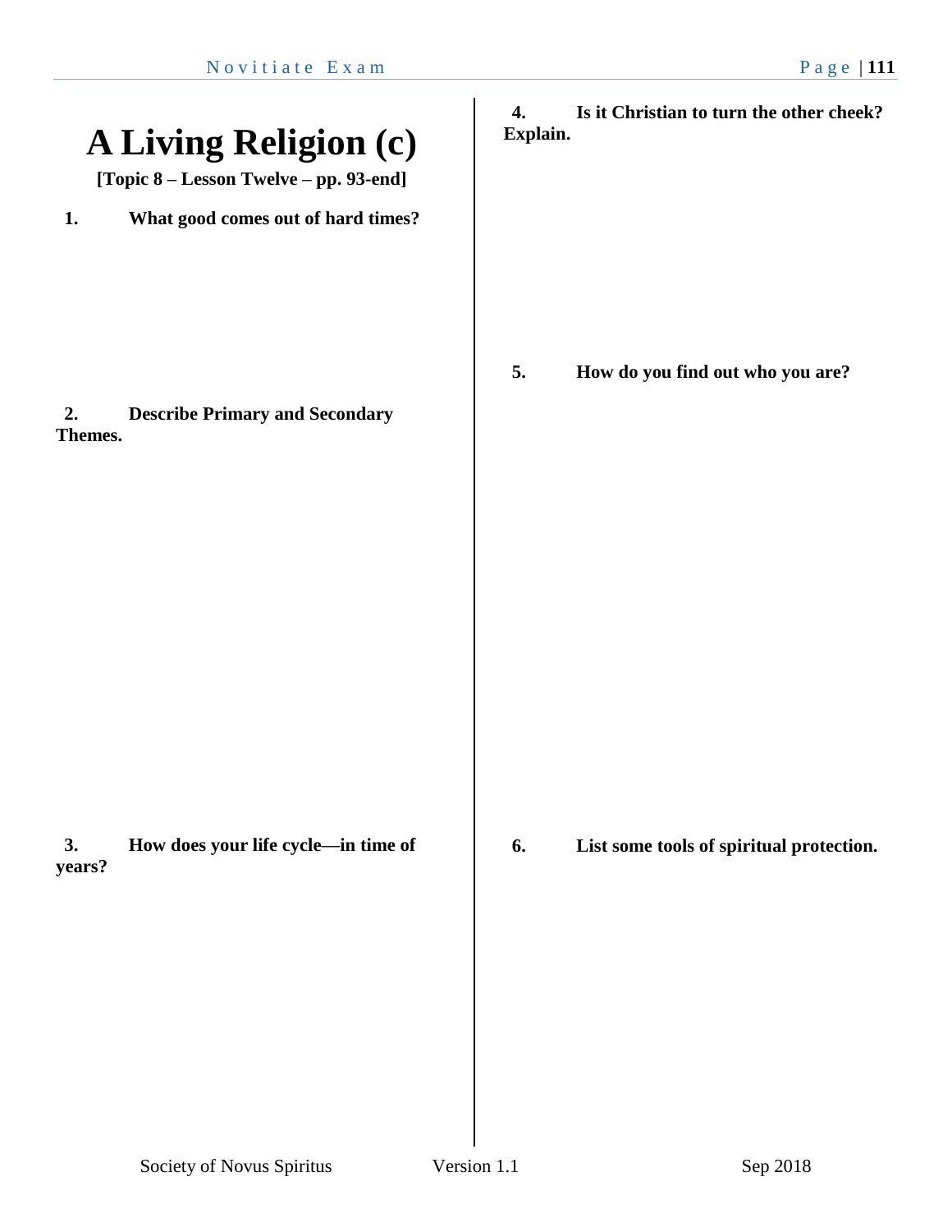# A Living Religion (c)

**[Topic 8 – Lesson Twelve – pp. 93-end]**

1. **What good comes out of hard times?**

2. **Describe Primary and Secondary Themes.**

3. **How does your life cycle—in time of years?**

4. **Is it Christian to turn the other cheek? Explain.**

5. **How do you find out who you are?**

6. **List some tools of spiritual protection.**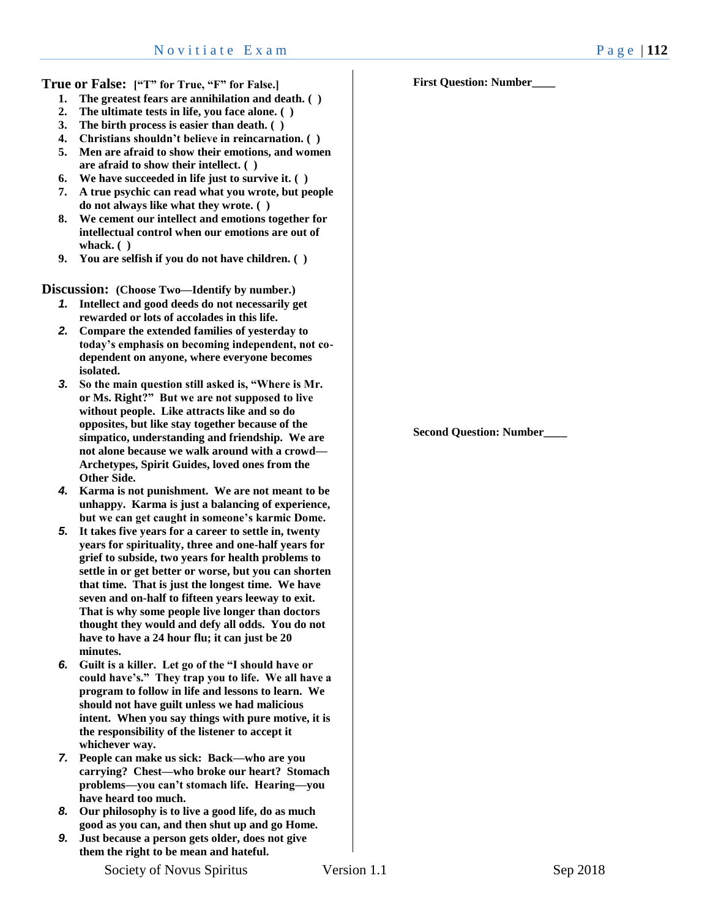**True or False:** **["T" for True, "F" for False.]**

1. **The greatest fears are annihilation and death. ( )**
2. **The ultimate tests in life, you face alone. ( )**
3. **The birth process is easier than death. ( )**
4. **Christians shouldn't believe in reincarnation. ( )**
5. **Men are afraid to show their emotions, and women are afraid to show their intellect. ( )**
6. **We have succeeded in life just to survive it. ( )**
7. **A true psychic can read what you wrote, but people do not always like what they wrote. ( )**
8. **We cement our intellect and emotions together for intellectual control when our emotions are out of whack. ( )**
9. **You are selfish if you do not have children. ( )**

**Discussion:** **(Choose Two—Identify by number.)**

1. **Intellect and good deeds do not necessarily get rewarded or lots of accolades in this life.**
2. **Compare the extended families of yesterday to today's emphasis on becoming independent, not co-dependent on anyone, where everyone becomes isolated.**
3. **So the main question still asked is, "Where is Mr. or Ms. Right?" But we are not supposed to live without people. Like attracts like and so do opposites, but like stay together because of the simpatico, understanding and friendship. We are not alone because we walk around with a crowd—Archetypes, Spirit Guides, loved ones from the Other Side.**
4. **Karma is not punishment. We are not meant to be unhappy. Karma is just a balancing of experience, but we can get caught in someone's karmic Dome.**
5. **It takes five years for a career to settle in, twenty years for spirituality, three and one-half years for grief to subside, two years for health problems to settle in or get better or worse, but you can shorten that time. That is just the longest time. We have seven and on-half to fifteen years leeway to exit. That is why some people live longer than doctors thought they would and defy all odds. You do not have to have a 24 hour flu; it can just be 20 minutes.**
6. **Guilt is a killer. Let go of the "I should have or could have's." They trap you to life. We all have a program to follow in life and lessons to learn. We should not have guilt unless we had malicious intent. When you say things with pure motive, it is the responsibility of the listener to accept it whichever way.**
7. **People can make us sick: Back—who are you carrying? Chest—who broke our heart? Stomach problems—you can't stomach life. Hearing—you have heard too much.**
8. **Our philosophy is to live a good life, do as much good as you can, and then shut up and go Home.**
9. **Just because a person gets older, does not give them the right to be mean and hateful.**

**First Question: Number____**

**Second Question: Number____**